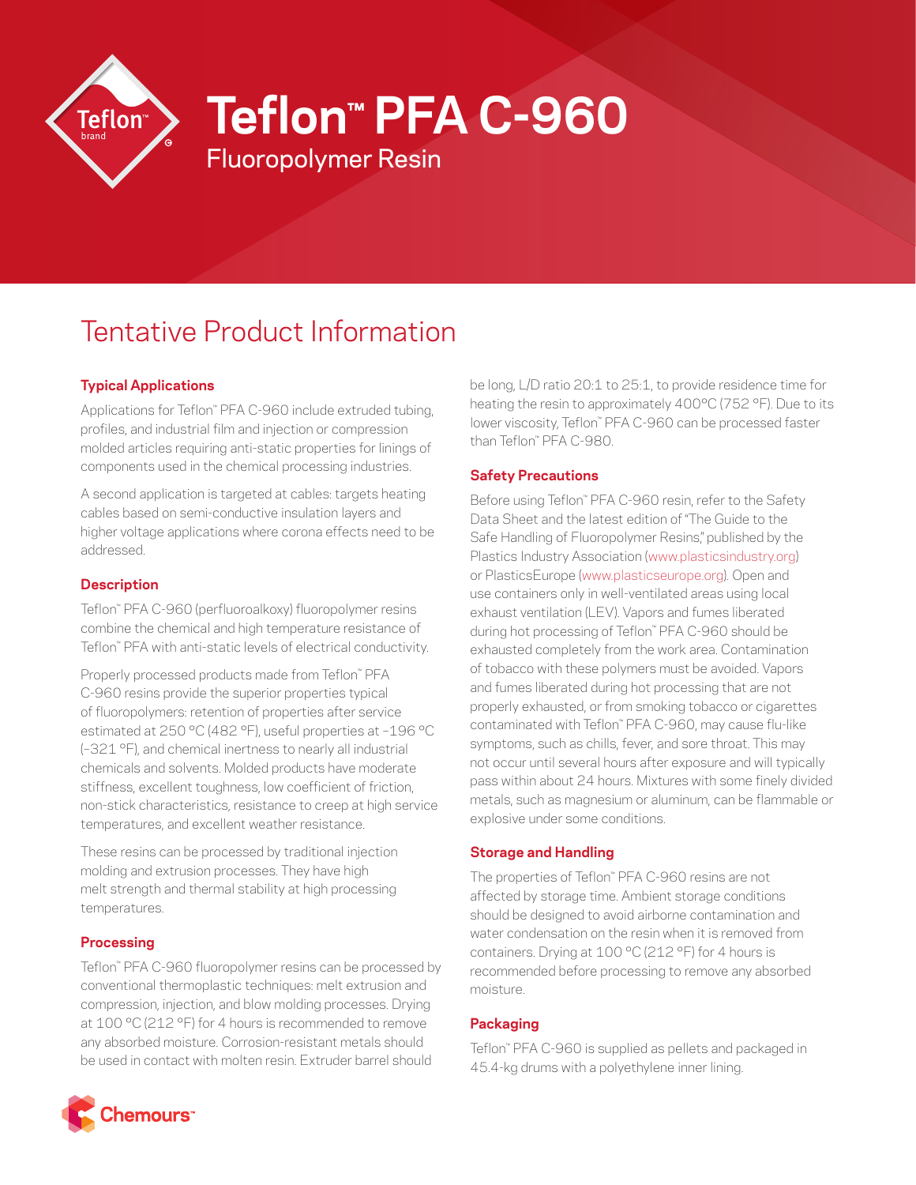# Teflon™ PFA C-960

Fluoropolymer Resin

## Tentative Product Information

### Typical Applications

Applications for Teflon™ PFA C-960 include extruded tubing, profiles, and industrial film and injection or compression molded articles requiring anti-static properties for linings of components used in the chemical processing industries.

A second application is targeted at cables: targets heating cables based on semi-conductive insulation layers and higher voltage applications where corona effects need to be addressed.

### Description

Teflon™ PFA C-960 (perfluoroalkoxy) fluoropolymer resins combine the chemical and high temperature resistance of Teflon™ PFA with anti-static levels of electrical conductivity.

Properly processed products made from Teflon™ PFA C-960 resins provide the superior properties typical of fluoropolymers: retention of properties after service estimated at 250 °C (482 °F), useful properties at –196 °C (–321 °F), and chemical inertness to nearly all industrial chemicals and solvents. Molded products have moderate stiffness, excellent toughness, low coefficient of friction, non-stick characteristics, resistance to creep at high service temperatures, and excellent weather resistance.

These resins can be processed by traditional injection molding and extrusion processes. They have high melt strength and thermal stability at high processing temperatures.

### Processing

Teflon™ PFA C-960 fluoropolymer resins can be processed by conventional thermoplastic techniques: melt extrusion and compression, injection, and blow molding processes. Drying at 100 °C (212 °F) for 4 hours is recommended to remove any absorbed moisture. Corrosion-resistant metals should be used in contact with molten resin. Extruder barrel should be long, L/D ratio 20:1 to 25:1, to provide residence time for heating the resin to approximately 400°C (752 °F). Due to its lower viscosity, Teflon™ PFA C-960 can be processed faster than Teflon™ PFA C-980.

### Safety Precautions

Before using Teflon™ PFA C-960 resin, refer to the Safety Data Sheet and the latest edition of "The Guide to the Safe Handling of Fluoropolymer Resins," published by the Plastics Industry Association (www.plasticsindustry.org) or PlasticsEurope (www.plasticseurope.org). Open and use containers only in well-ventilated areas using local exhaust ventilation (LEV). Vapors and fumes liberated during hot processing of Teflon™ PFA C-960 should be exhausted completely from the work area. Contamination of tobacco with these polymers must be avoided. Vapors and fumes liberated during hot processing that are not properly exhausted, or from smoking tobacco or cigarettes contaminated with Teflon™ PFA C-960, may cause flu-like symptoms, such as chills, fever, and sore throat. This may not occur until several hours after exposure and will typically pass within about 24 hours. Mixtures with some finely divided metals, such as magnesium or aluminum, can be flammable or explosive under some conditions.

### Storage and Handling

The properties of Teflon™ PFA C-960 resins are not affected by storage time. Ambient storage conditions should be designed to avoid airborne contamination and water condensation on the resin when it is removed from containers. Drying at 100 °C (212 °F) for 4 hours is recommended before processing to remove any absorbed moisture.

### Packaging

Teflon™ PFA C-960 is supplied as pellets and packaged in 45.4-kg drums with a polyethylene inner lining.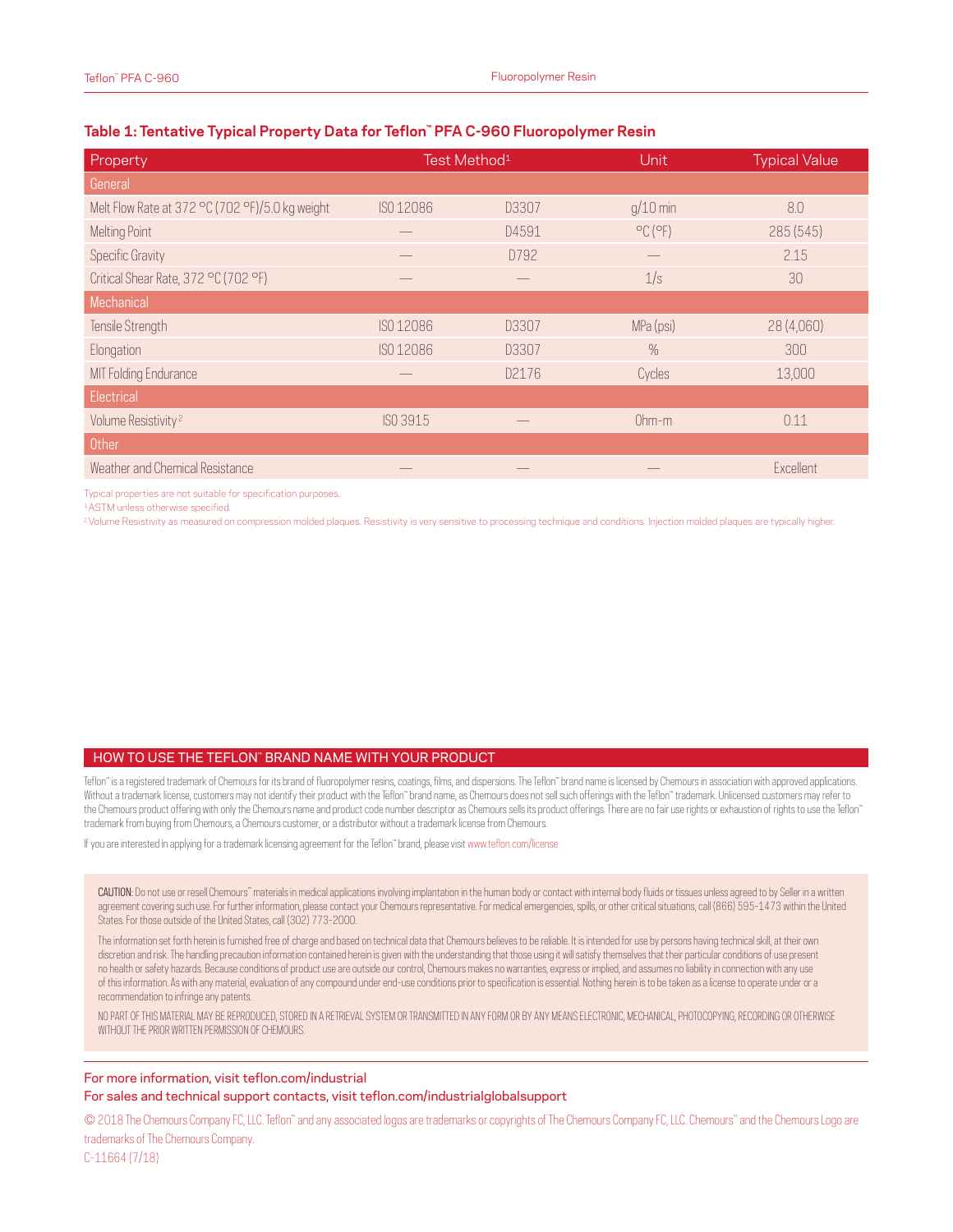### Table 1: Tentative Typical Property Data for Teflon™ PFA C-960 Fluoropolymer Resin

| Property | Test Method[1] | | Unit | Typical Value |
|---|---|---|---|---|
| **General** | | | | |
| Melt Flow Rate at 372 °C (702 °F)/5.0 kg weight | ISO 12086 | D3307 | g/10 min | 8.0 |
| Melting Point | — | D4591 | °C (°F) | 285 (545) |
| Specific Gravity | — | D792 | — | 2.15 |
| Critical Shear Rate, 372 °C (702 °F) | — | — | 1/s | 30 |
| **Mechanical** | | | | |
| Tensile Strength | ISO 12086 | D3307 | MPa (psi) | 28 (4,060) |
| Elongation | ISO 12086 | D3307 | % | 300 |
| MIT Folding Endurance | — | D2176 | Cycles | 13,000 |
| **Electrical** | | | | |
| Volume Resistivity[2] | ISO 3915 | — | Ohm-m | 0.11 |
| **Other** | | | | |
| Weather and Chemical Resistance | — | — | — | Excellent |

Typical properties are not suitable for specification purposes.

[1] ASTM unless otherwise specified.

[2] Volume Resistivity as measured on compression molded plaques. Resistivity is very sensitive to processing technique and conditions. Injection molded plaques are typically higher.

## HOW TO USE THE TEFLON™ BRAND NAME WITH YOUR PRODUCT

Teflon™ is a registered trademark of Chemours for its brand of fluoropolymer resins, coatings, films, and dispersions. The Teflon™ brand name is licensed by Chemours in association with approved applications. Without a trademark license, customers may not identify their product with the Teflon™ brand name, as Chemours does not sell such offerings with the Teflon™ trademark. Unlicensed customers may refer to the Chemours product offering with only the Chemours name and product code number descriptor as Chemours sells its product offerings. There are no fair use rights or exhaustion of rights to use the Teflon™ trademark from buying from Chemours, a Chemours customer, or a distributor without a trademark license from Chemours.

If you are interested in applying for a trademark licensing agreement for the Teflon™ brand, please visit www.teflon.com/license

**CAUTION:** Do not use or resell Chemours™ materials in medical applications involving implantation in the human body or contact with internal body fluids or tissues unless agreed to by Seller in a written agreement covering such use. For further information, please contact your Chemours representative. For medical emergencies, spills, or other critical situations, call (866) 595-1473 within the United States. For those outside of the United States, call (302) 773-2000.

The information set forth herein is furnished free of charge and based on technical data that Chemours believes to be reliable. It is intended for use by persons having technical skill, at their own discretion and risk. The handling precaution information contained herein is given with the understanding that those using it will satisfy themselves that their particular conditions of use present no health or safety hazards. Because conditions of product use are outside our control, Chemours makes no warranties, express or implied, and assumes no liability in connection with any use of this information. As with any material, evaluation of any compound under end-use conditions prior to specification is essential. Nothing herein is to be taken as a license to operate under or a recommendation to infringe any patents.

NO PART OF THIS MATERIAL MAY BE REPRODUCED, STORED IN A RETRIEVAL SYSTEM OR TRANSMITTED IN ANY FORM OR BY ANY MEANS ELECTRONIC, MECHANICAL, PHOTOCOPYING, RECORDING OR OTHERWISE WITHOUT THE PRIOR WRITTEN PERMISSION OF CHEMOURS.

For more information, visit teflon.com/industrial

For sales and technical support contacts, visit teflon.com/industrialglobalsupport

© 2018 The Chemours Company FC, LLC. Teflon™ and any associated logos are trademarks or copyrights of The Chemours Company FC, LLC. Chemours™ and the Chemours Logo are trademarks of The Chemours Company.

C-11664 (7/18)